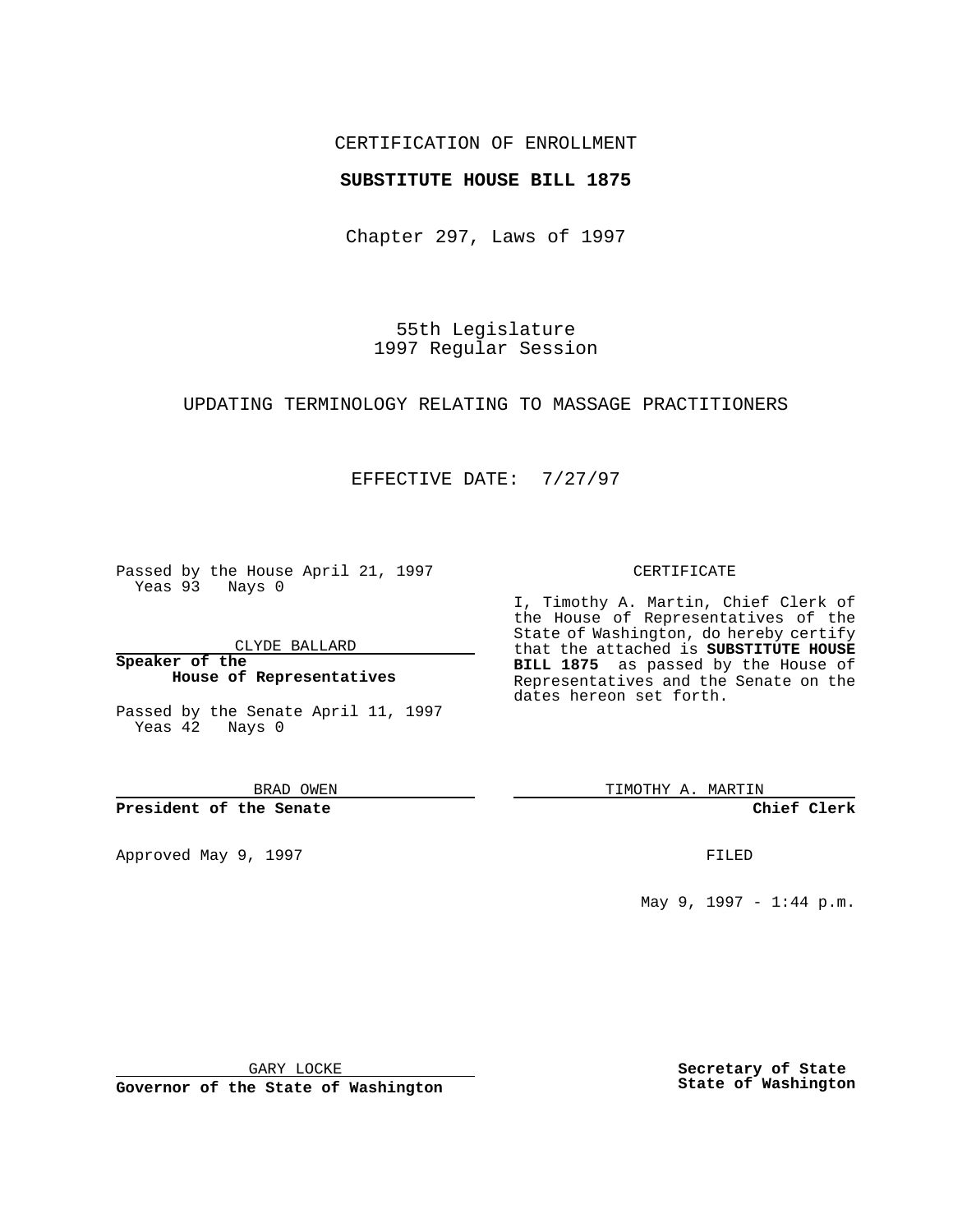CERTIFICATION OF ENROLLMENT

**SUBSTITUTE HOUSE BILL 1875**

Chapter 297, Laws of 1997

55th Legislature
1997 Regular Session

UPDATING TERMINOLOGY RELATING TO MASSAGE PRACTITIONERS

EFFECTIVE DATE: 7/27/97

Passed by the House April 21, 1997
Yeas 93 Nays 0

CLYDE BALLARD

**Speaker of the House of Representatives**

Passed by the Senate April 11, 1997
Yeas 42 Nays 0

BRAD OWEN

**President of the Senate**

Approved May 9, 1997

GARY LOCKE

**Governor of the State of Washington**

CERTIFICATE

I, Timothy A. Martin, Chief Clerk of the House of Representatives of the State of Washington, do hereby certify that the attached is **SUBSTITUTE HOUSE BILL 1875** as passed by the House of Representatives and the Senate on the dates hereon set forth.

TIMOTHY A. MARTIN

**Chief Clerk**

FILED

May 9, 1997 - 1:44 p.m.

**Secretary of State**
**State of Washington**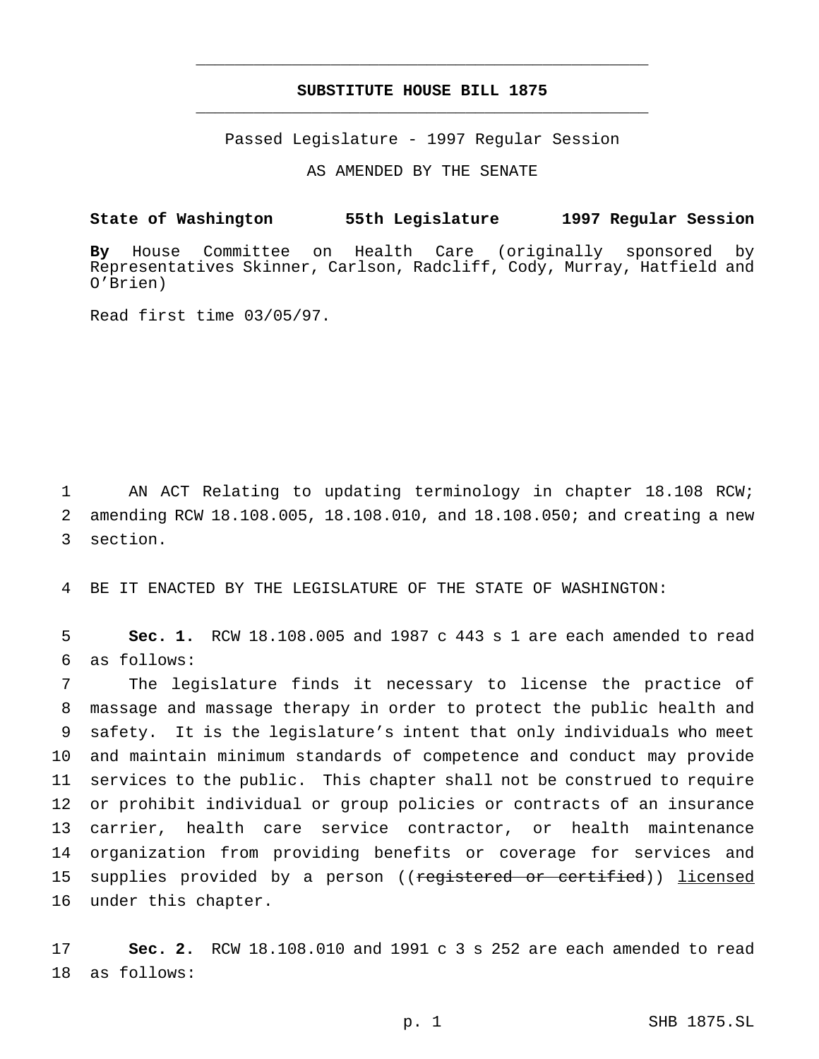# SUBSTITUTE HOUSE BILL 1875

Passed Legislature - 1997 Regular Session

AS AMENDED BY THE SENATE

**State of Washington 55th Legislature 1997 Regular Session**

**By** House Committee on Health Care (originally sponsored by Representatives Skinner, Carlson, Radcliff, Cody, Murray, Hatfield and O'Brien)

Read first time 03/05/97.

AN ACT Relating to updating terminology in chapter 18.108 RCW; amending RCW 18.108.005, 18.108.010, and 18.108.050; and creating a new section.

BE IT ENACTED BY THE LEGISLATURE OF THE STATE OF WASHINGTON:

**Sec. 1.** RCW 18.108.005 and 1987 c 443 s 1 are each amended to read as follows:

The legislature finds it necessary to license the practice of massage and massage therapy in order to protect the public health and safety. It is the legislature's intent that only individuals who meet and maintain minimum standards of competence and conduct may provide services to the public. This chapter shall not be construed to require or prohibit individual or group policies or contracts of an insurance carrier, health care service contractor, or health maintenance organization from providing benefits or coverage for services and supplies provided by a person ((~~registered or certified~~)) <u>licensed</u> under this chapter.

**Sec. 2.** RCW 18.108.010 and 1991 c 3 s 252 are each amended to read as follows: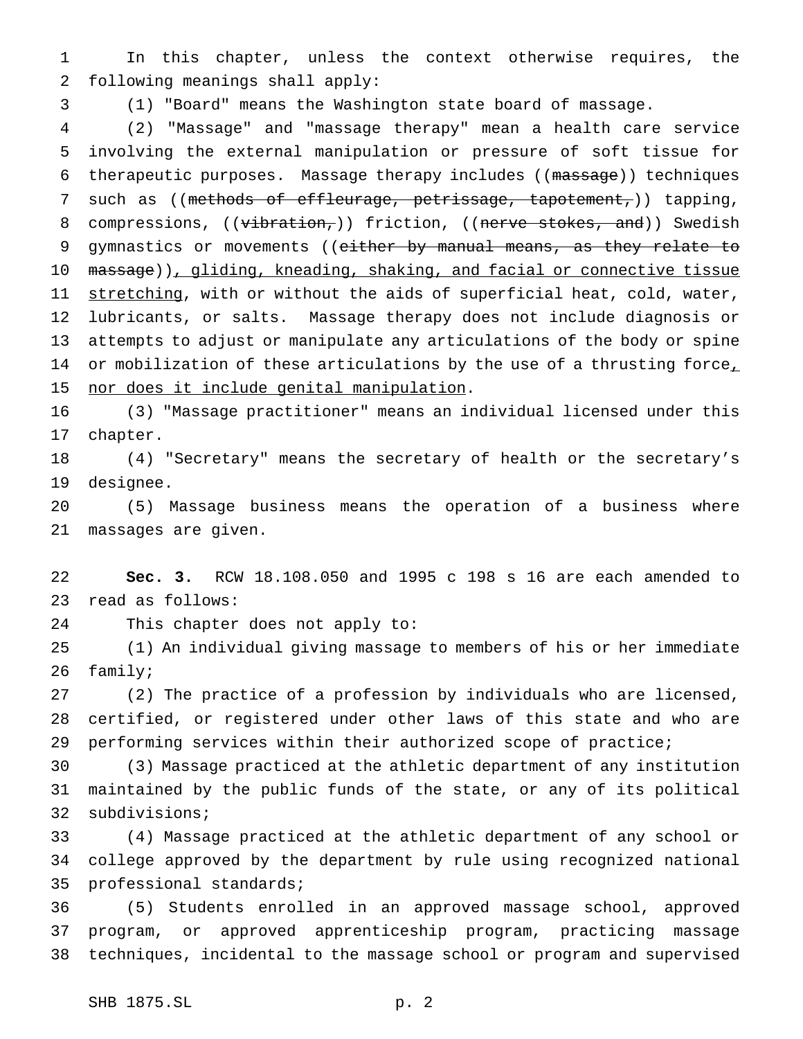In this chapter, unless the context otherwise requires, the following meanings shall apply:

(1) "Board" means the Washington state board of massage.

(2) "Massage" and "massage therapy" mean a health care service involving the external manipulation or pressure of soft tissue for therapeutic purposes. Massage therapy includes ((~~massage~~)) techniques such as ((~~methods of effleurage, petrissage, tapotement,~~)) tapping, compressions, ((~~vibration,~~)) friction, ((~~nerve stokes, and~~)) Swedish gymnastics or movements ((~~either by manual means, as they relate to massage~~))<u>, gliding, kneading, shaking, and facial or connective tissue stretching</u>, with or without the aids of superficial heat, cold, water, lubricants, or salts. Massage therapy does not include diagnosis or attempts to adjust or manipulate any articulations of the body or spine or mobilization of these articulations by the use of a thrusting force<u>, nor does it include genital manipulation</u>.

(3) "Massage practitioner" means an individual licensed under this chapter.

(4) "Secretary" means the secretary of health or the secretary's designee.

(5) Massage business means the operation of a business where massages are given.

**Sec. 3.** RCW 18.108.050 and 1995 c 198 s 16 are each amended to read as follows:

This chapter does not apply to:

(1) An individual giving massage to members of his or her immediate family;

(2) The practice of a profession by individuals who are licensed, certified, or registered under other laws of this state and who are performing services within their authorized scope of practice;

(3) Massage practiced at the athletic department of any institution maintained by the public funds of the state, or any of its political subdivisions;

(4) Massage practiced at the athletic department of any school or college approved by the department by rule using recognized national professional standards;

(5) Students enrolled in an approved massage school, approved program, or approved apprenticeship program, practicing massage techniques, incidental to the massage school or program and supervised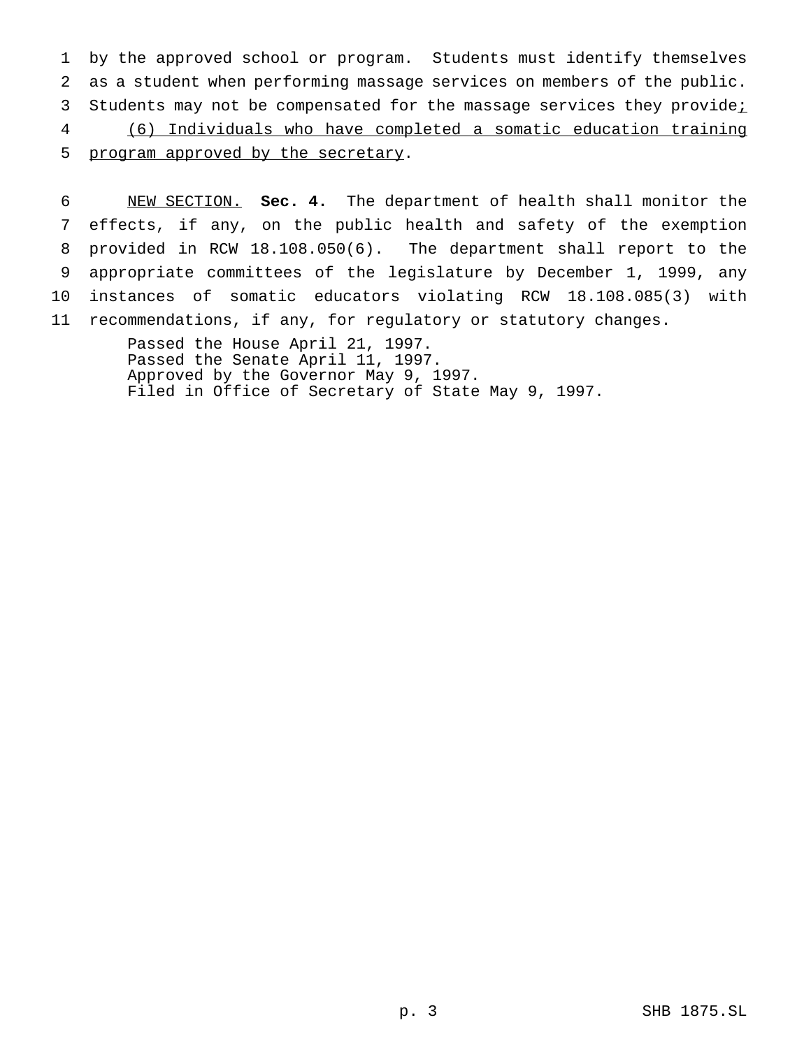by the approved school or program. Students must identify themselves as a student when performing massage services on members of the public. Students may not be compensated for the massage services they provide;

(6) Individuals who have completed a somatic education training program approved by the secretary.

NEW SECTION. **Sec. 4.** The department of health shall monitor the effects, if any, on the public health and safety of the exemption provided in RCW 18.108.050(6). The department shall report to the appropriate committees of the legislature by December 1, 1999, any instances of somatic educators violating RCW 18.108.085(3) with recommendations, if any, for regulatory or statutory changes.

Passed the House April 21, 1997.
Passed the Senate April 11, 1997.
Approved by the Governor May 9, 1997.
Filed in Office of Secretary of State May 9, 1997.